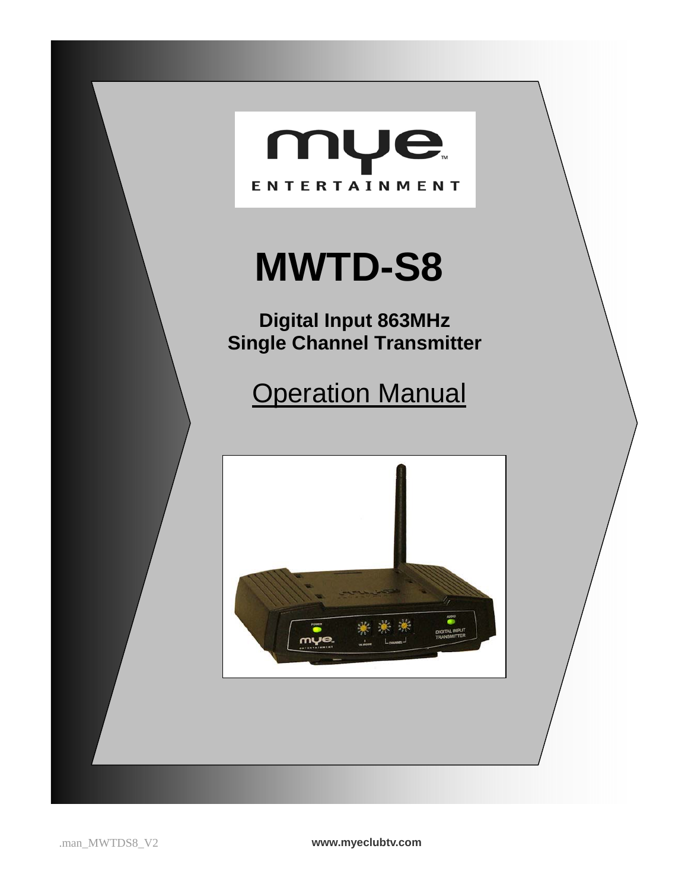# MWTD-S8

**Digital Input 863MHz**
**Single Channel Transmitter**

## Operation Manual

.man_MWTDS8_V2

**www.myeclubtv.com**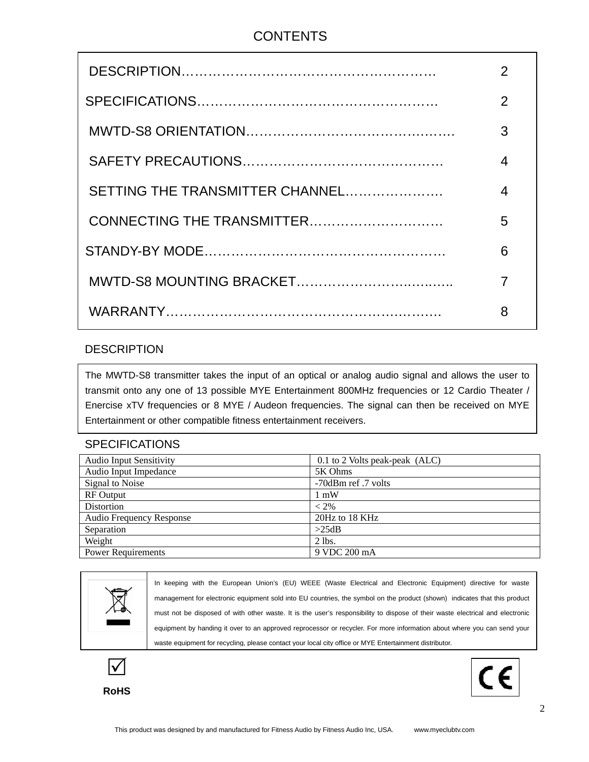# CONTENTS

| | |
|---|---|
| DESCRIPTION………………………………………………… | 2 |
| SPECIFICATIONS……………………………………………… | 2 |
| MWTD-S8 ORIENTATION………………………………………. | 3 |
| SAFETY PRECAUTIONS……………………………………. | 4 |
| SETTING THE TRANSMITTER CHANNEL…………………. | 4 |
| CONNECTING THE TRANSMITTER………………………… | 5 |
| STANDY-BY MODE……………………………………………. | 6 |
| MWTD-S8 MOUNTING BRACKET…………………….…..….. | 7 |
| WARRANTY…………………………………………….……… | 8 |

## DESCRIPTION

The MWTD-S8 transmitter takes the input of an optical or analog audio signal and allows the user to transmit onto any one of 13 possible MYE Entertainment 800MHz frequencies or 12 Cardio Theater / Enercise xTV frequencies or 8 MYE / Audeon frequencies. The signal can then be received on MYE Entertainment or other compatible fitness entertainment receivers.

## SPECIFICATIONS

| | |
|---|---|
| Audio Input Sensitivity | 0.1 to 2 Volts peak-peak (ALC) |
| Audio Input Impedance | 5K Ohms |
| Signal to Noise | -70dBm ref .7 volts |
| RF Output | 1 mW |
| Distortion | < 2% |
| Audio Frequency Response | 20Hz to 18 KHz |
| Separation | >25dB |
| Weight | 2 lbs. |
| Power Requirements | 9 VDC 200 mA |

In keeping with the European Union's (EU) WEEE (Waste Electrical and Electronic Equipment) directive for waste management for electronic equipment sold into EU countries, the symbol on the product (shown) indicates that this product must not be disposed of with other waste. It is the user's responsibility to dispose of their waste electrical and electronic equipment by handing it over to an approved reprocessor or recycler. For more information about where you can send your waste equipment for recycling, please contact your local city office or MYE Entertainment distributor.

☑ **RoHS**

CE

This product was designed by and manufactured for Fitness Audio by Fitness Audio Inc, USA. www.myeclubtv.com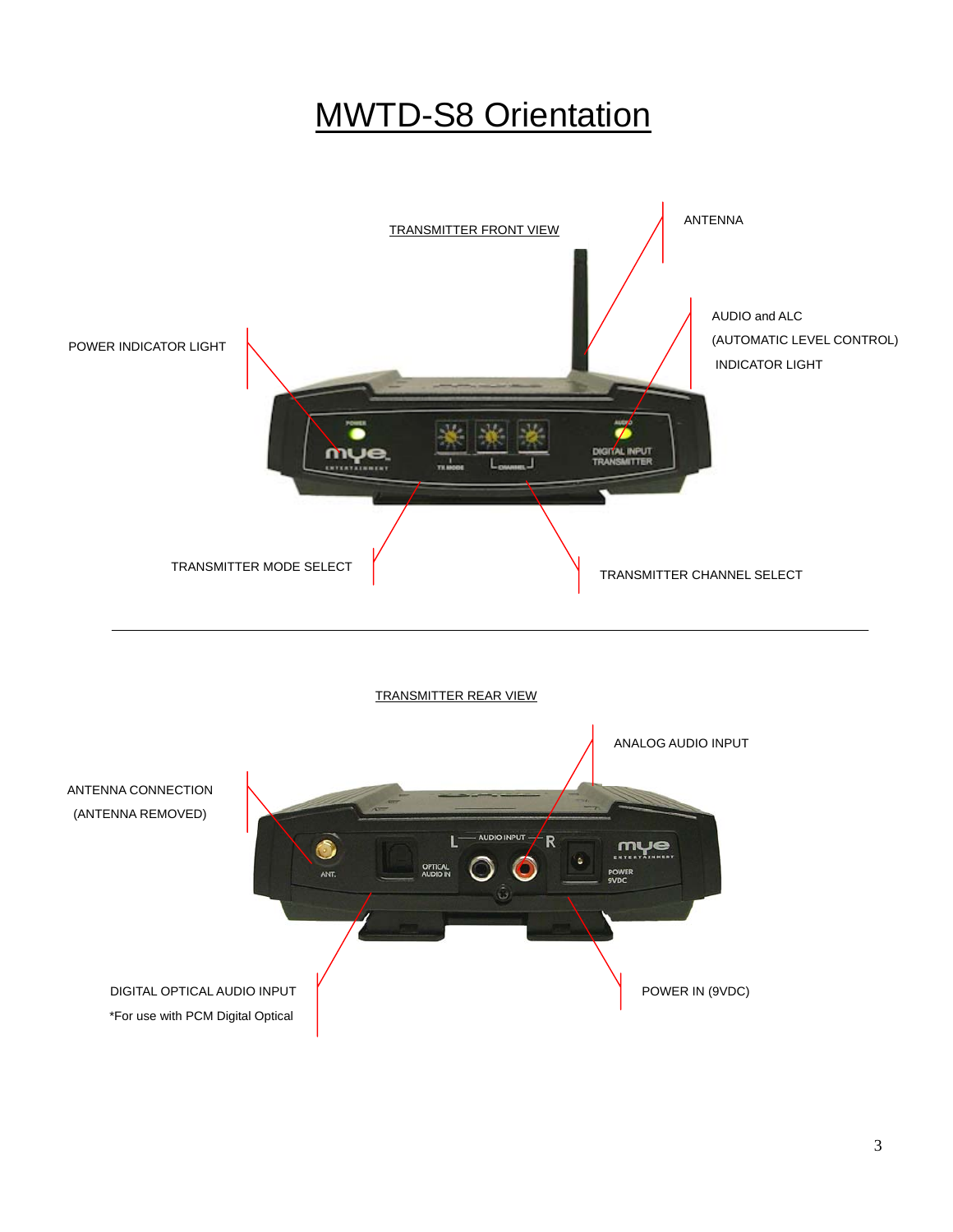# MWTD-S8 Orientation

TRANSMITTER FRONT VIEW

ANTENNA

AUDIO and ALC
(AUTOMATIC LEVEL CONTROL)
INDICATOR LIGHT

POWER INDICATOR LIGHT

TRANSMITTER MODE SELECT

TRANSMITTER CHANNEL SELECT

---

TRANSMITTER REAR VIEW

ANALOG AUDIO INPUT

ANTENNA CONNECTION
(ANTENNA REMOVED)

DIGITAL OPTICAL AUDIO INPUT
*For use with PCM Digital Optical

POWER IN (9VDC)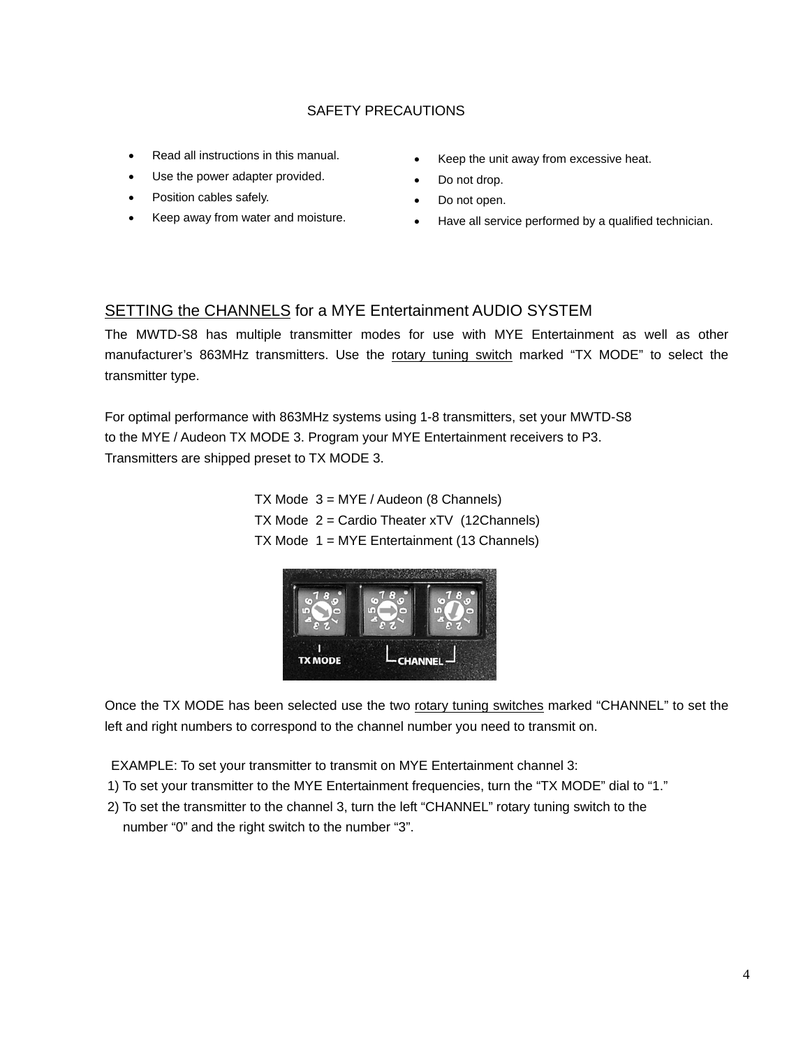## SAFETY PRECAUTIONS

- Read all instructions in this manual.
- Use the power adapter provided.
- Position cables safely.
- Keep away from water and moisture.
- Keep the unit away from excessive heat.
- Do not drop.
- Do not open.
- Have all service performed by a qualified technician.

## SETTING the CHANNELS for a MYE Entertainment AUDIO SYSTEM

The MWTD-S8 has multiple transmitter modes for use with MYE Entertainment as well as other manufacturer's 863MHz transmitters. Use the rotary tuning switch marked "TX MODE" to select the transmitter type.

For optimal performance with 863MHz systems using 1-8 transmitters, set your MWTD-S8 to the MYE / Audeon TX MODE 3. Program your MYE Entertainment receivers to P3. Transmitters are shipped preset to TX MODE 3.

TX Mode 3 = MYE / Audeon (8 Channels)
TX Mode 2 = Cardio Theater xTV (12Channels)
TX Mode 1 = MYE Entertainment (13 Channels)

Once the TX MODE has been selected use the two rotary tuning switches marked "CHANNEL" to set the left and right numbers to correspond to the channel number you need to transmit on.

EXAMPLE: To set your transmitter to transmit on MYE Entertainment channel 3:

1) To set your transmitter to the MYE Entertainment frequencies, turn the "TX MODE" dial to "1."
2) To set the transmitter to the channel 3, turn the left "CHANNEL" rotary tuning switch to the number "0" and the right switch to the number "3".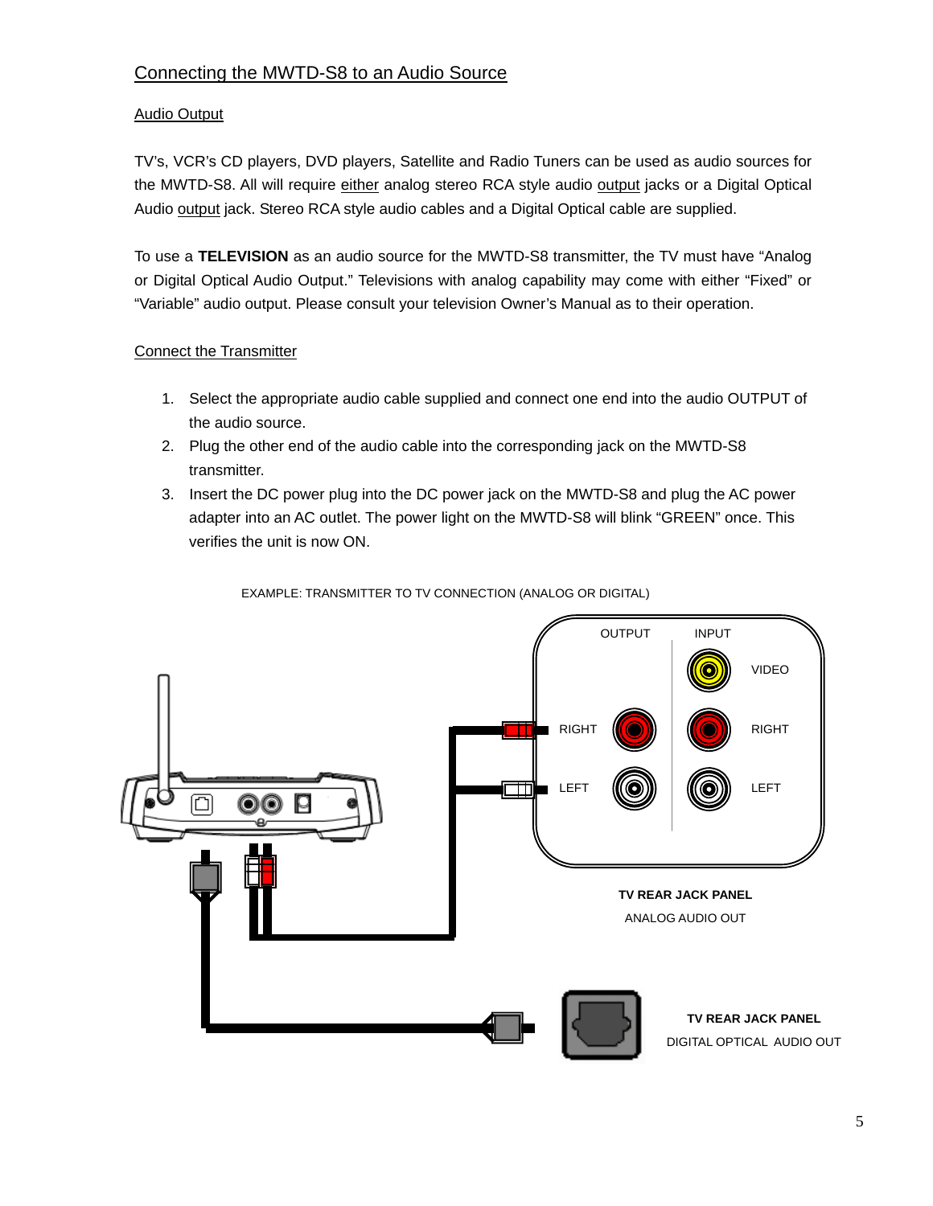## Connecting the MWTD-S8 to an Audio Source

### Audio Output

TV's, VCR's CD players, DVD players, Satellite and Radio Tuners can be used as audio sources for the MWTD-S8. All will require either analog stereo RCA style audio output jacks or a Digital Optical Audio output jack. Stereo RCA style audio cables and a Digital Optical cable are supplied.

To use a **TELEVISION** as an audio source for the MWTD-S8 transmitter, the TV must have "Analog or Digital Optical Audio Output." Televisions with analog capability may come with either "Fixed" or "Variable" audio output. Please consult your television Owner's Manual as to their operation.

### Connect the Transmitter

1. Select the appropriate audio cable supplied and connect one end into the audio OUTPUT of the audio source.
2. Plug the other end of the audio cable into the corresponding jack on the MWTD-S8 transmitter.
3. Insert the DC power plug into the DC power jack on the MWTD-S8 and plug the AC power adapter into an AC outlet. The power light on the MWTD-S8 will blink "GREEN" once. This verifies the unit is now ON.

EXAMPLE: TRANSMITTER TO TV CONNECTION (ANALOG OR DIGITAL)

OUTPUT INPUT

VIDEO

RIGHT RIGHT

LEFT LEFT

**TV REAR JACK PANEL**
ANALOG AUDIO OUT

**TV REAR JACK PANEL**
DIGITAL OPTICAL AUDIO OUT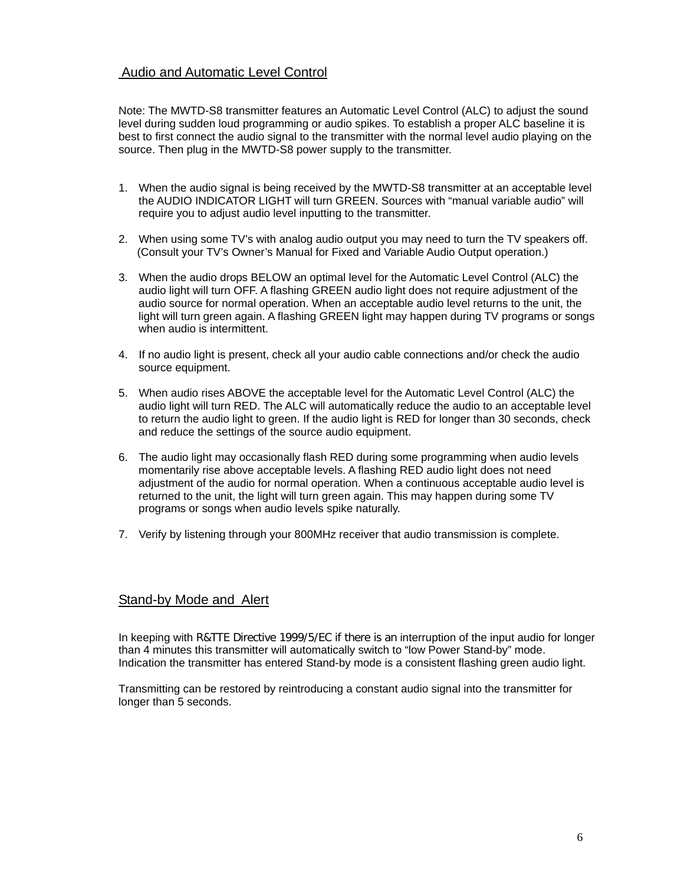## Audio and Automatic Level Control

Note: The MWTD-S8 transmitter features an Automatic Level Control (ALC) to adjust the sound level during sudden loud programming or audio spikes. To establish a proper ALC baseline it is best to first connect the audio signal to the transmitter with the normal level audio playing on the source. Then plug in the MWTD-S8 power supply to the transmitter.

1. When the audio signal is being received by the MWTD-S8 transmitter at an acceptable level the AUDIO INDICATOR LIGHT will turn GREEN. Sources with "manual variable audio" will require you to adjust audio level inputting to the transmitter.

2. When using some TV's with analog audio output you may need to turn the TV speakers off. (Consult your TV's Owner's Manual for Fixed and Variable Audio Output operation.)

3. When the audio drops BELOW an optimal level for the Automatic Level Control (ALC) the audio light will turn OFF. A flashing GREEN audio light does not require adjustment of the audio source for normal operation. When an acceptable audio level returns to the unit, the light will turn green again. A flashing GREEN light may happen during TV programs or songs when audio is intermittent.

4. If no audio light is present, check all your audio cable connections and/or check the audio source equipment.

5. When audio rises ABOVE the acceptable level for the Automatic Level Control (ALC) the audio light will turn RED. The ALC will automatically reduce the audio to an acceptable level to return the audio light to green. If the audio light is RED for longer than 30 seconds, check and reduce the settings of the source audio equipment.

6. The audio light may occasionally flash RED during some programming when audio levels momentarily rise above acceptable levels. A flashing RED audio light does not need adjustment of the audio for normal operation. When a continuous acceptable audio level is returned to the unit, the light will turn green again. This may happen during some TV programs or songs when audio levels spike naturally.

7. Verify by listening through your 800MHz receiver that audio transmission is complete.

## Stand-by Mode and Alert

In keeping with R&TTE Directive 1999/5/EC if there is an interruption of the input audio for longer than 4 minutes this transmitter will automatically switch to "low Power Stand-by" mode. Indication the transmitter has entered Stand-by mode is a consistent flashing green audio light.

Transmitting can be restored by reintroducing a constant audio signal into the transmitter for longer than 5 seconds.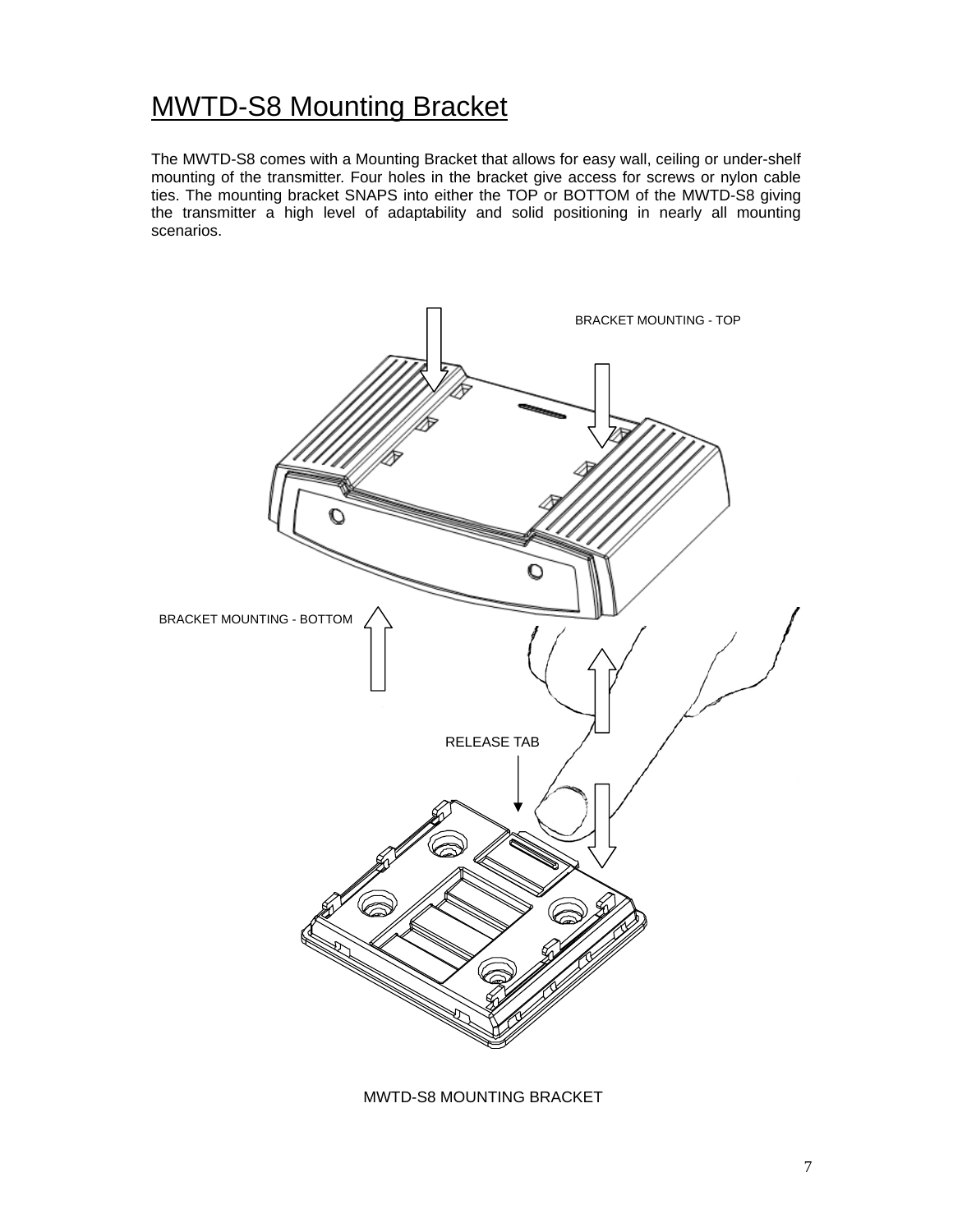# MWTD-S8 Mounting Bracket

The MWTD-S8 comes with a Mounting Bracket that allows for easy wall, ceiling or under-shelf mounting of the transmitter. Four holes in the bracket give access for screws or nylon cable ties. The mounting bracket SNAPS into either the TOP or BOTTOM of the MWTD-S8 giving the transmitter a high level of adaptability and solid positioning in nearly all mounting scenarios.

BRACKET MOUNTING - TOP

BRACKET MOUNTING - BOTTOM

RELEASE TAB

MWTD-S8 MOUNTING BRACKET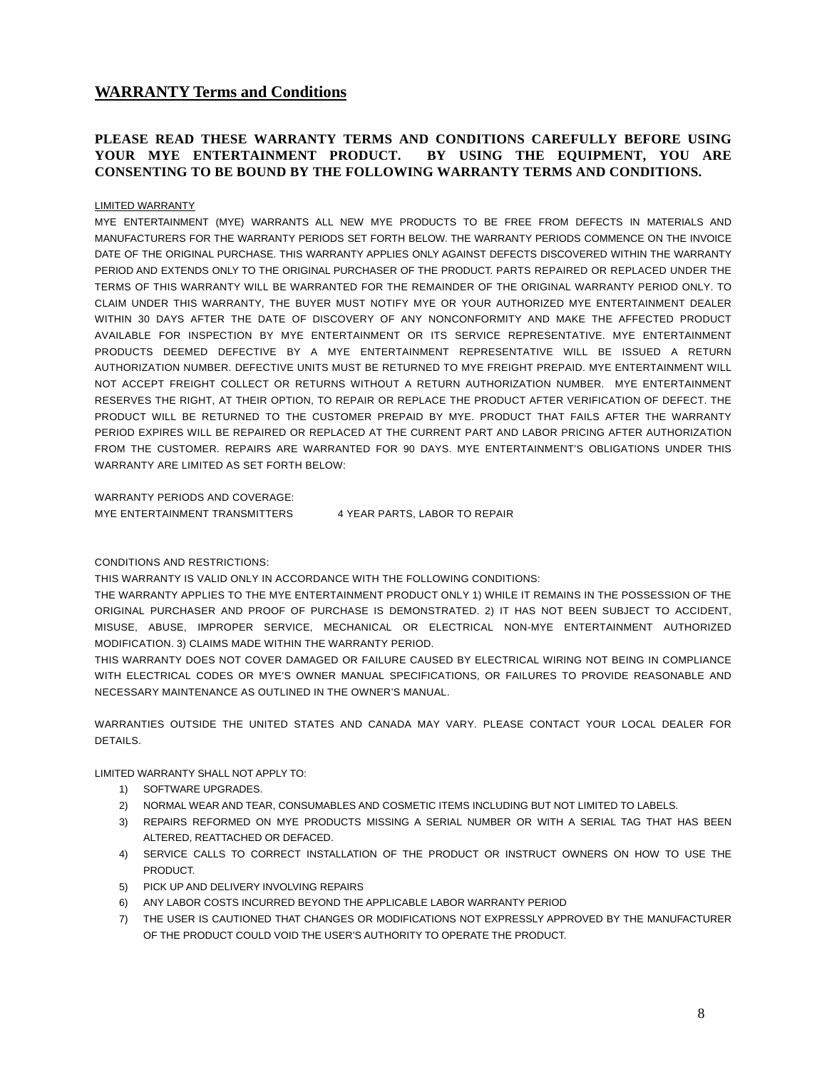## WARRANTY Terms and Conditions

**PLEASE READ THESE WARRANTY TERMS AND CONDITIONS CAREFULLY BEFORE USING YOUR MYE ENTERTAINMENT PRODUCT. BY USING THE EQUIPMENT, YOU ARE CONSENTING TO BE BOUND BY THE FOLLOWING WARRANTY TERMS AND CONDITIONS.**

LIMITED WARRANTY

MYE ENTERTAINMENT (MYE) WARRANTS ALL NEW MYE PRODUCTS TO BE FREE FROM DEFECTS IN MATERIALS AND MANUFACTURERS FOR THE WARRANTY PERIODS SET FORTH BELOW. THE WARRANTY PERIODS COMMENCE ON THE INVOICE DATE OF THE ORIGINAL PURCHASE. THIS WARRANTY APPLIES ONLY AGAINST DEFECTS DISCOVERED WITHIN THE WARRANTY PERIOD AND EXTENDS ONLY TO THE ORIGINAL PURCHASER OF THE PRODUCT. PARTS REPAIRED OR REPLACED UNDER THE TERMS OF THIS WARRANTY WILL BE WARRANTED FOR THE REMAINDER OF THE ORIGINAL WARRANTY PERIOD ONLY. TO CLAIM UNDER THIS WARRANTY, THE BUYER MUST NOTIFY MYE OR YOUR AUTHORIZED MYE ENTERTAINMENT DEALER WITHIN 30 DAYS AFTER THE DATE OF DISCOVERY OF ANY NONCONFORMITY AND MAKE THE AFFECTED PRODUCT AVAILABLE FOR INSPECTION BY MYE ENTERTAINMENT OR ITS SERVICE REPRESENTATIVE. MYE ENTERTAINMENT PRODUCTS DEEMED DEFECTIVE BY A MYE ENTERTAINMENT REPRESENTATIVE WILL BE ISSUED A RETURN AUTHORIZATION NUMBER. DEFECTIVE UNITS MUST BE RETURNED TO MYE FREIGHT PREPAID. MYE ENTERTAINMENT WILL NOT ACCEPT FREIGHT COLLECT OR RETURNS WITHOUT A RETURN AUTHORIZATION NUMBER. MYE ENTERTAINMENT RESERVES THE RIGHT, AT THEIR OPTION, TO REPAIR OR REPLACE THE PRODUCT AFTER VERIFICATION OF DEFECT. THE PRODUCT WILL BE RETURNED TO THE CUSTOMER PREPAID BY MYE. PRODUCT THAT FAILS AFTER THE WARRANTY PERIOD EXPIRES WILL BE REPAIRED OR REPLACED AT THE CURRENT PART AND LABOR PRICING AFTER AUTHORIZATION FROM THE CUSTOMER. REPAIRS ARE WARRANTED FOR 90 DAYS. MYE ENTERTAINMENT'S OBLIGATIONS UNDER THIS WARRANTY ARE LIMITED AS SET FORTH BELOW:

WARRANTY PERIODS AND COVERAGE:

MYE ENTERTAINMENT TRANSMITTERS 4 YEAR PARTS, LABOR TO REPAIR

CONDITIONS AND RESTRICTIONS:

THIS WARRANTY IS VALID ONLY IN ACCORDANCE WITH THE FOLLOWING CONDITIONS:

THE WARRANTY APPLIES TO THE MYE ENTERTAINMENT PRODUCT ONLY 1) WHILE IT REMAINS IN THE POSSESSION OF THE ORIGINAL PURCHASER AND PROOF OF PURCHASE IS DEMONSTRATED. 2) IT HAS NOT BEEN SUBJECT TO ACCIDENT, MISUSE, ABUSE, IMPROPER SERVICE, MECHANICAL OR ELECTRICAL NON-MYE ENTERTAINMENT AUTHORIZED MODIFICATION. 3) CLAIMS MADE WITHIN THE WARRANTY PERIOD.

THIS WARRANTY DOES NOT COVER DAMAGED OR FAILURE CAUSED BY ELECTRICAL WIRING NOT BEING IN COMPLIANCE WITH ELECTRICAL CODES OR MYE'S OWNER MANUAL SPECIFICATIONS, OR FAILURES TO PROVIDE REASONABLE AND NECESSARY MAINTENANCE AS OUTLINED IN THE OWNER'S MANUAL.

WARRANTIES OUTSIDE THE UNITED STATES AND CANADA MAY VARY. PLEASE CONTACT YOUR LOCAL DEALER FOR DETAILS.

LIMITED WARRANTY SHALL NOT APPLY TO:

1) SOFTWARE UPGRADES.
2) NORMAL WEAR AND TEAR, CONSUMABLES AND COSMETIC ITEMS INCLUDING BUT NOT LIMITED TO LABELS.
3) REPAIRS REFORMED ON MYE PRODUCTS MISSING A SERIAL NUMBER OR WITH A SERIAL TAG THAT HAS BEEN ALTERED, REATTACHED OR DEFACED.
4) SERVICE CALLS TO CORRECT INSTALLATION OF THE PRODUCT OR INSTRUCT OWNERS ON HOW TO USE THE PRODUCT.
5) PICK UP AND DELIVERY INVOLVING REPAIRS
6) ANY LABOR COSTS INCURRED BEYOND THE APPLICABLE LABOR WARRANTY PERIOD
7) THE USER IS CAUTIONED THAT CHANGES OR MODIFICATIONS NOT EXPRESSLY APPROVED BY THE MANUFACTURER OF THE PRODUCT COULD VOID THE USER'S AUTHORITY TO OPERATE THE PRODUCT.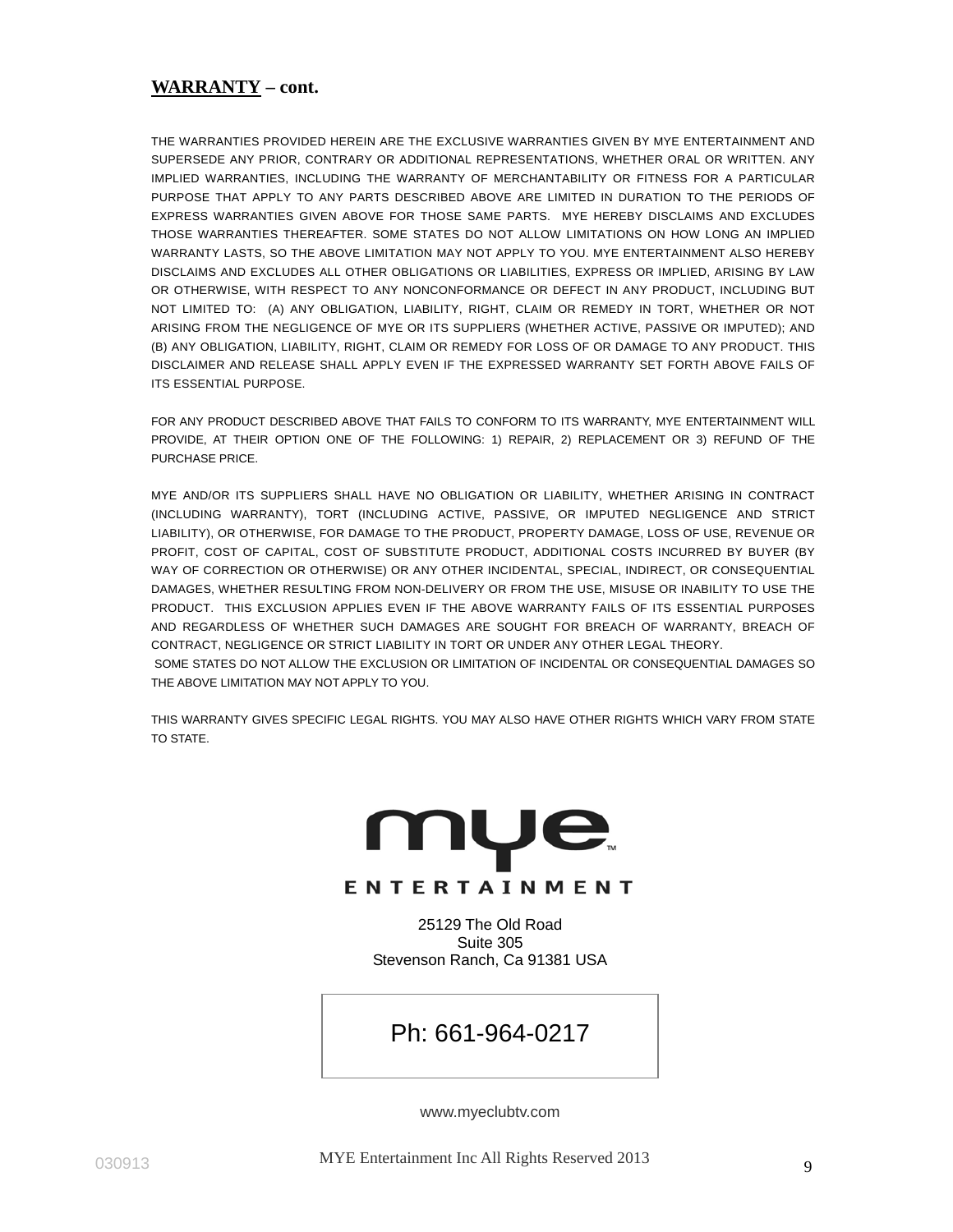**WARRANTY – cont.**

THE WARRANTIES PROVIDED HEREIN ARE THE EXCLUSIVE WARRANTIES GIVEN BY MYE ENTERTAINMENT AND SUPERSEDE ANY PRIOR, CONTRARY OR ADDITIONAL REPRESENTATIONS, WHETHER ORAL OR WRITTEN. ANY IMPLIED WARRANTIES, INCLUDING THE WARRANTY OF MERCHANTABILITY OR FITNESS FOR A PARTICULAR PURPOSE THAT APPLY TO ANY PARTS DESCRIBED ABOVE ARE LIMITED IN DURATION TO THE PERIODS OF EXPRESS WARRANTIES GIVEN ABOVE FOR THOSE SAME PARTS. MYE HEREBY DISCLAIMS AND EXCLUDES THOSE WARRANTIES THEREAFTER. SOME STATES DO NOT ALLOW LIMITATIONS ON HOW LONG AN IMPLIED WARRANTY LASTS, SO THE ABOVE LIMITATION MAY NOT APPLY TO YOU. MYE ENTERTAINMENT ALSO HEREBY DISCLAIMS AND EXCLUDES ALL OTHER OBLIGATIONS OR LIABILITIES, EXPRESS OR IMPLIED, ARISING BY LAW OR OTHERWISE, WITH RESPECT TO ANY NONCONFORMANCE OR DEFECT IN ANY PRODUCT, INCLUDING BUT NOT LIMITED TO: (A) ANY OBLIGATION, LIABILITY, RIGHT, CLAIM OR REMEDY IN TORT, WHETHER OR NOT ARISING FROM THE NEGLIGENCE OF MYE OR ITS SUPPLIERS (WHETHER ACTIVE, PASSIVE OR IMPUTED); AND (B) ANY OBLIGATION, LIABILITY, RIGHT, CLAIM OR REMEDY FOR LOSS OF OR DAMAGE TO ANY PRODUCT. THIS DISCLAIMER AND RELEASE SHALL APPLY EVEN IF THE EXPRESSED WARRANTY SET FORTH ABOVE FAILS OF ITS ESSENTIAL PURPOSE.

FOR ANY PRODUCT DESCRIBED ABOVE THAT FAILS TO CONFORM TO ITS WARRANTY, MYE ENTERTAINMENT WILL PROVIDE, AT THEIR OPTION ONE OF THE FOLLOWING: 1) REPAIR, 2) REPLACEMENT OR 3) REFUND OF THE PURCHASE PRICE.

MYE AND/OR ITS SUPPLIERS SHALL HAVE NO OBLIGATION OR LIABILITY, WHETHER ARISING IN CONTRACT (INCLUDING WARRANTY), TORT (INCLUDING ACTIVE, PASSIVE, OR IMPUTED NEGLIGENCE AND STRICT LIABILITY), OR OTHERWISE, FOR DAMAGE TO THE PRODUCT, PROPERTY DAMAGE, LOSS OF USE, REVENUE OR PROFIT, COST OF CAPITAL, COST OF SUBSTITUTE PRODUCT, ADDITIONAL COSTS INCURRED BY BUYER (BY WAY OF CORRECTION OR OTHERWISE) OR ANY OTHER INCIDENTAL, SPECIAL, INDIRECT, OR CONSEQUENTIAL DAMAGES, WHETHER RESULTING FROM NON-DELIVERY OR FROM THE USE, MISUSE OR INABILITY TO USE THE PRODUCT. THIS EXCLUSION APPLIES EVEN IF THE ABOVE WARRANTY FAILS OF ITS ESSENTIAL PURPOSES AND REGARDLESS OF WHETHER SUCH DAMAGES ARE SOUGHT FOR BREACH OF WARRANTY, BREACH OF CONTRACT, NEGLIGENCE OR STRICT LIABILITY IN TORT OR UNDER ANY OTHER LEGAL THEORY.
SOME STATES DO NOT ALLOW THE EXCLUSION OR LIMITATION OF INCIDENTAL OR CONSEQUENTIAL DAMAGES SO THE ABOVE LIMITATION MAY NOT APPLY TO YOU.

THIS WARRANTY GIVES SPECIFIC LEGAL RIGHTS. YOU MAY ALSO HAVE OTHER RIGHTS WHICH VARY FROM STATE TO STATE.

mye™
ENTERTAINMENT

25129 The Old Road
Suite 305
Stevenson Ranch, Ca 91381 USA

Ph: 661-964-0217

www.myeclubtv.com

030913 MYE Entertainment Inc All Rights Reserved 2013